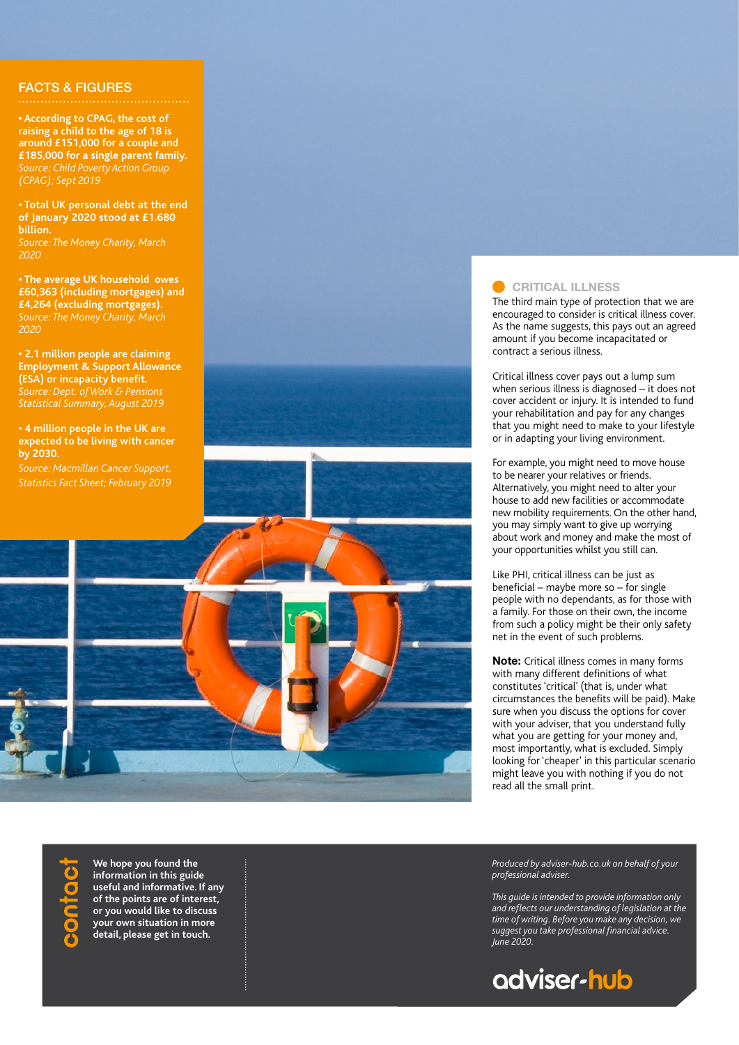## FACTS & FIGURES

- **According to CPAG, the cost of raising a child to the age of 18 is around £151,000 for a couple and £185,000 for a single parent family.**
  *Source: Child Poverty Action Group (CPAG); Sept 2019*

- **Total UK personal debt at the end of January 2020 stood at £1.680 billion.**
  *Source: The Money Charity, March 2020*

- **The average UK household owes £60,363 (including mortgages) and £4,264 (excluding mortgages).**
  *Source: The Money Charity, March 2020*

- **2.1 million people are claiming Employment & Support Allowance (ESA) or incapacity benefit.**
  *Source: Dept. of Work & Pensions Statistical Summary, August 2019*

- **4 million people in the UK are expected to be living with cancer by 2030.**
  *Source: Macmillan Cancer Support, Statistics Fact Sheet; February 2019*

## CRITICAL ILLNESS

The third main type of protection that we are encouraged to consider is critical illness cover. As the name suggests, this pays out an agreed amount if you become incapacitated or contract a serious illness.

Critical illness cover pays out a lump sum when serious illness is diagnosed – it does not cover accident or injury. It is intended to fund your rehabilitation and pay for any changes that you might need to make to your lifestyle or in adapting your living environment.

For example, you might need to move house to be nearer your relatives or friends. Alternatively, you might need to alter your house to add new facilities or accommodate new mobility requirements. On the other hand, you may simply want to give up worrying about work and money and make the most of your opportunities whilst you still can.

Like PHI, critical illness can be just as beneficial – maybe more so – for single people with no dependants, as for those with a family. For those on their own, the income from such a policy might be their only safety net in the event of such problems.

**Note:** Critical illness comes in many forms with many different definitions of what constitutes 'critical' (that is, under what circumstances the benefits will be paid). Make sure when you discuss the options for cover with your adviser, that you understand fully what you are getting for your money and, most importantly, what is excluded. Simply looking for 'cheaper' in this particular scenario might leave you with nothing if you do not read all the small print.

## contact

**We hope you found the information in this guide useful and informative. If any of the points are of interest, or you would like to discuss your own situation in more detail, please get in touch.**

*Produced by adviser-hub.co.uk on behalf of your professional adviser.*

*This guide is intended to provide information only and reflects our understanding of legislation at the time of writing. Before you make any decision, we suggest you take professional financial advice. June 2020.*

adviser-hub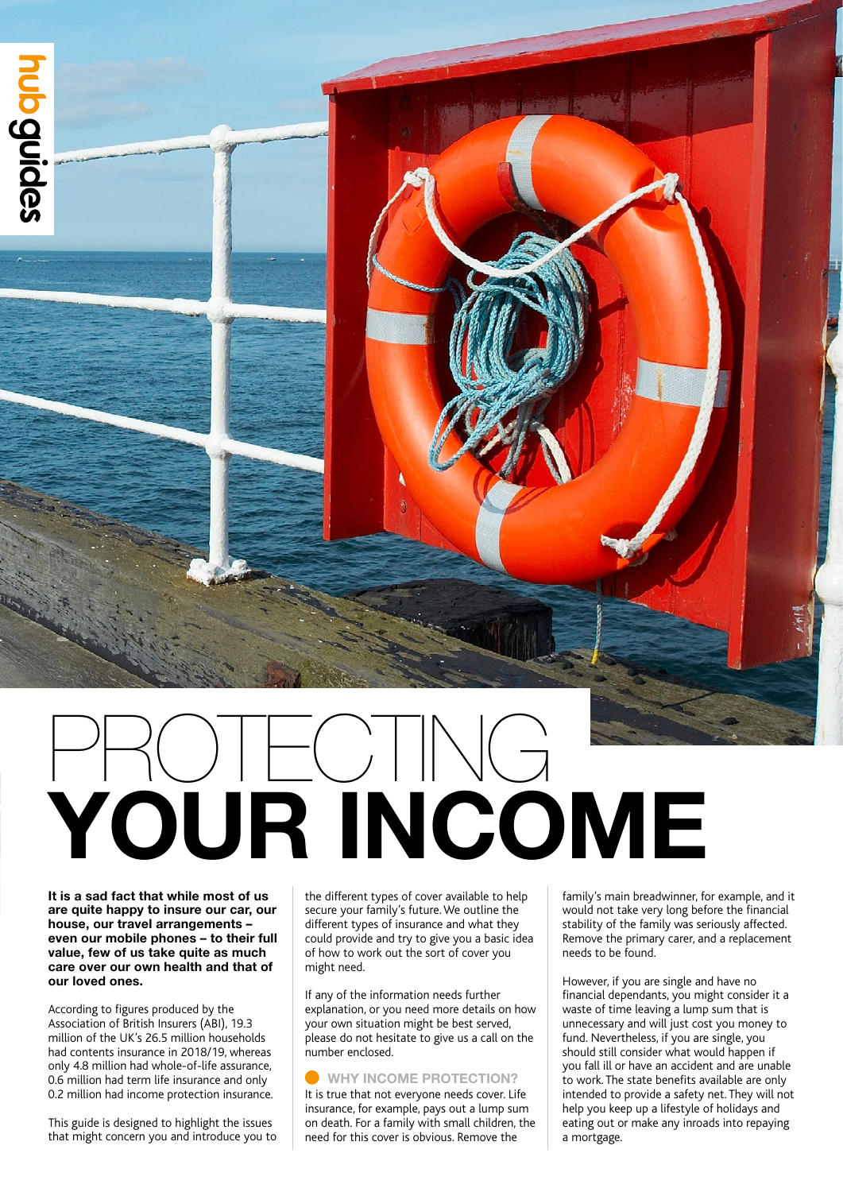# PROTECTING YOUR INCOME

**It is a sad fact that while most of us are quite happy to insure our car, our house, our travel arrangements – even our mobile phones – to their full value, few of us take quite as much care over our own health and that of our loved ones.**

According to figures produced by the Association of British Insurers (ABI), 19.3 million of the UK's 26.5 million households had contents insurance in 2018/19, whereas only 4.8 million had whole-of-life assurance, 0.6 million had term life insurance and only 0.2 million had income protection insurance.

This guide is designed to highlight the issues that might concern you and introduce you to the different types of cover available to help secure your family's future. We outline the different types of insurance and what they could provide and try to give you a basic idea of how to work out the sort of cover you might need.

If any of the information needs further explanation, or you need more details on how your own situation might be best served, please do not hesitate to give us a call on the number enclosed.

## WHY INCOME PROTECTION?

It is true that not everyone needs cover. Life insurance, for example, pays out a lump sum on death. For a family with small children, the need for this cover is obvious. Remove the family's main breadwinner, for example, and it would not take very long before the financial stability of the family was seriously affected. Remove the primary carer, and a replacement needs to be found.

However, if you are single and have no financial dependants, you might consider it a waste of time leaving a lump sum that is unnecessary and will just cost you money to fund. Nevertheless, if you are single, you should still consider what would happen if you fall ill or have an accident and are unable to work. The state benefits available are only intended to provide a safety net. They will not help you keep up a lifestyle of holidays and eating out or make any inroads into repaying a mortgage.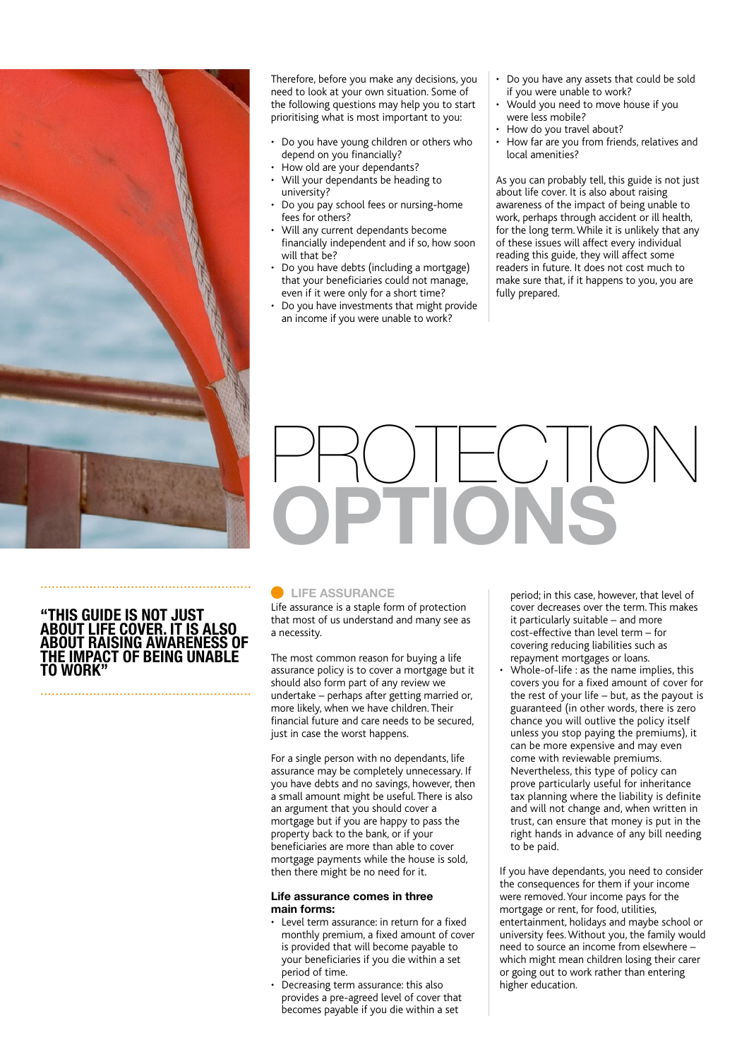Therefore, before you make any decisions, you need to look at your own situation. Some of the following questions may help you to start prioritising what is most important to you:

- Do you have young children or others who depend on you financially?
- How old are your dependants?
- Will your dependants be heading to university?
- Do you pay school fees or nursing-home fees for others?
- Will any current dependants become financially independent and if so, how soon will that be?
- Do you have debts (including a mortgage) that your beneficiaries could not manage, even if it were only for a short time?
- Do you have investments that might provide an income if you were unable to work?
- Do you have any assets that could be sold if you were unable to work?
- Would you need to move house if you were less mobile?
- How do you travel about?
- How far are you from friends, relatives and local amenities?

As you can probably tell, this guide is not just about life cover. It is also about raising awareness of the impact of being unable to work, perhaps through accident or ill health, for the long term. While it is unlikely that any of these issues will affect every individual reading this guide, they will affect some readers in future. It does not cost much to make sure that, if it happens to you, you are fully prepared.

# PROTECTION OPTIONS

> **"THIS GUIDE IS NOT JUST ABOUT LIFE COVER. IT IS ALSO ABOUT RAISING AWARENESS OF THE IMPACT OF BEING UNABLE TO WORK"**

## LIFE ASSURANCE

Life assurance is a staple form of protection that most of us understand and many see as a necessity.

The most common reason for buying a life assurance policy is to cover a mortgage but it should also form part of any review we undertake – perhaps after getting married or, more likely, when we have children. Their financial future and care needs to be secured, just in case the worst happens.

For a single person with no dependants, life assurance may be completely unnecessary. If you have debts and no savings, however, then a small amount might be useful. There is also an argument that you should cover a mortgage but if you are happy to pass the property back to the bank, or if your beneficiaries are more than able to cover mortgage payments while the house is sold, then there might be no need for it.

**Life assurance comes in three main forms:**

- Level term assurance: in return for a fixed monthly premium, a fixed amount of cover is provided that will become payable to your beneficiaries if you die within a set period of time.
- Decreasing term assurance: this also provides a pre-agreed level of cover that becomes payable if you die within a set period; in this case, however, that level of cover decreases over the term. This makes it particularly suitable – and more cost-effective than level term – for covering reducing liabilities such as repayment mortgages or loans.
- Whole-of-life : as the name implies, this covers you for a fixed amount of cover for the rest of your life – but, as the payout is guaranteed (in other words, there is zero chance you will outlive the policy itself unless you stop paying the premiums), it can be more expensive and may even come with reviewable premiums. Nevertheless, this type of policy can prove particularly useful for inheritance tax planning where the liability is definite and will not change and, when written in trust, can ensure that money is put in the right hands in advance of any bill needing to be paid.

If you have dependants, you need to consider the consequences for them if your income were removed. Your income pays for the mortgage or rent, for food, utilities, entertainment, holidays and maybe school or university fees. Without you, the family would need to source an income from elsewhere – which might mean children losing their carer or going out to work rather than entering higher education.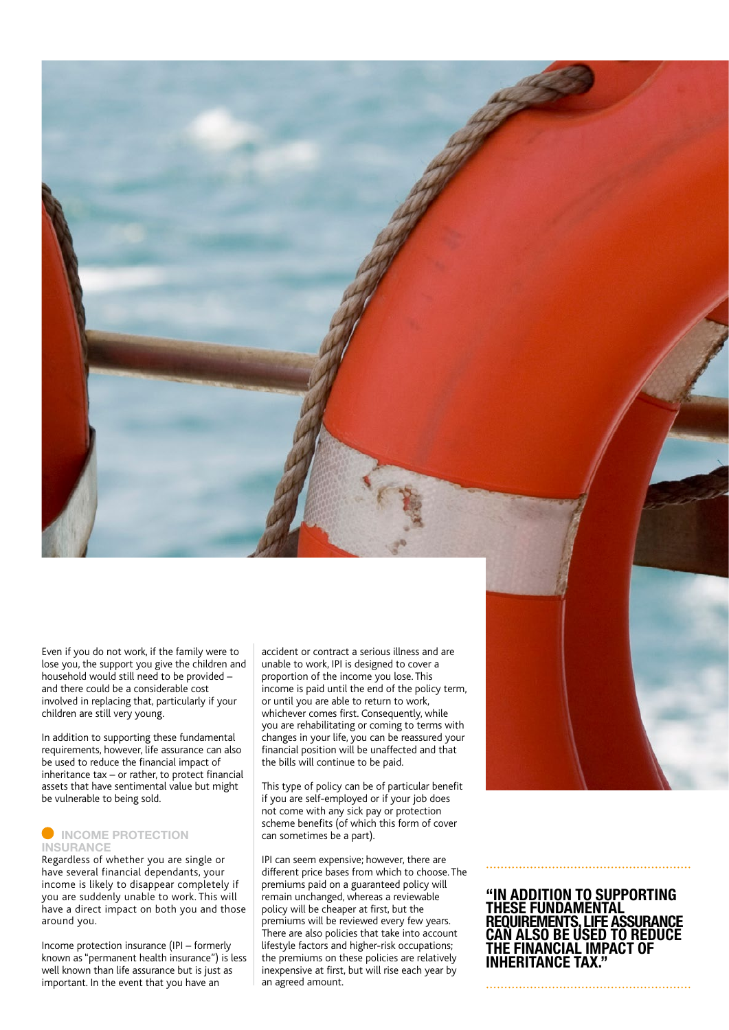Even if you do not work, if the family were to lose you, the support you give the children and household would still need to be provided – and there could be a considerable cost involved in replacing that, particularly if your children are still very young.

In addition to supporting these fundamental requirements, however, life assurance can also be used to reduce the financial impact of inheritance tax – or rather, to protect financial assets that have sentimental value but might be vulnerable to being sold.

## INCOME PROTECTION INSURANCE

Regardless of whether you are single or have several financial dependants, your income is likely to disappear completely if you are suddenly unable to work. This will have a direct impact on both you and those around you.

Income protection insurance (IPI – formerly known as "permanent health insurance") is less well known than life assurance but is just as important. In the event that you have an accident or contract a serious illness and are unable to work, IPI is designed to cover a proportion of the income you lose. This income is paid until the end of the policy term, or until you are able to return to work, whichever comes first. Consequently, while you are rehabilitating or coming to terms with changes in your life, you can be reassured your financial position will be unaffected and that the bills will continue to be paid.

This type of policy can be of particular benefit if you are self-employed or if your job does not come with any sick pay or protection scheme benefits (of which this form of cover can sometimes be a part).

IPI can seem expensive; however, there are different price bases from which to choose. The premiums paid on a guaranteed policy will remain unchanged, whereas a reviewable policy will be cheaper at first, but the premiums will be reviewed every few years. There are also policies that take into account lifestyle factors and higher-risk occupations; the premiums on these policies are relatively inexpensive at first, but will rise each year by an agreed amount.

**"IN ADDITION TO SUPPORTING THESE FUNDAMENTAL REQUIREMENTS, LIFE ASSURANCE CAN ALSO BE USED TO REDUCE THE FINANCIAL IMPACT OF INHERITANCE TAX."**